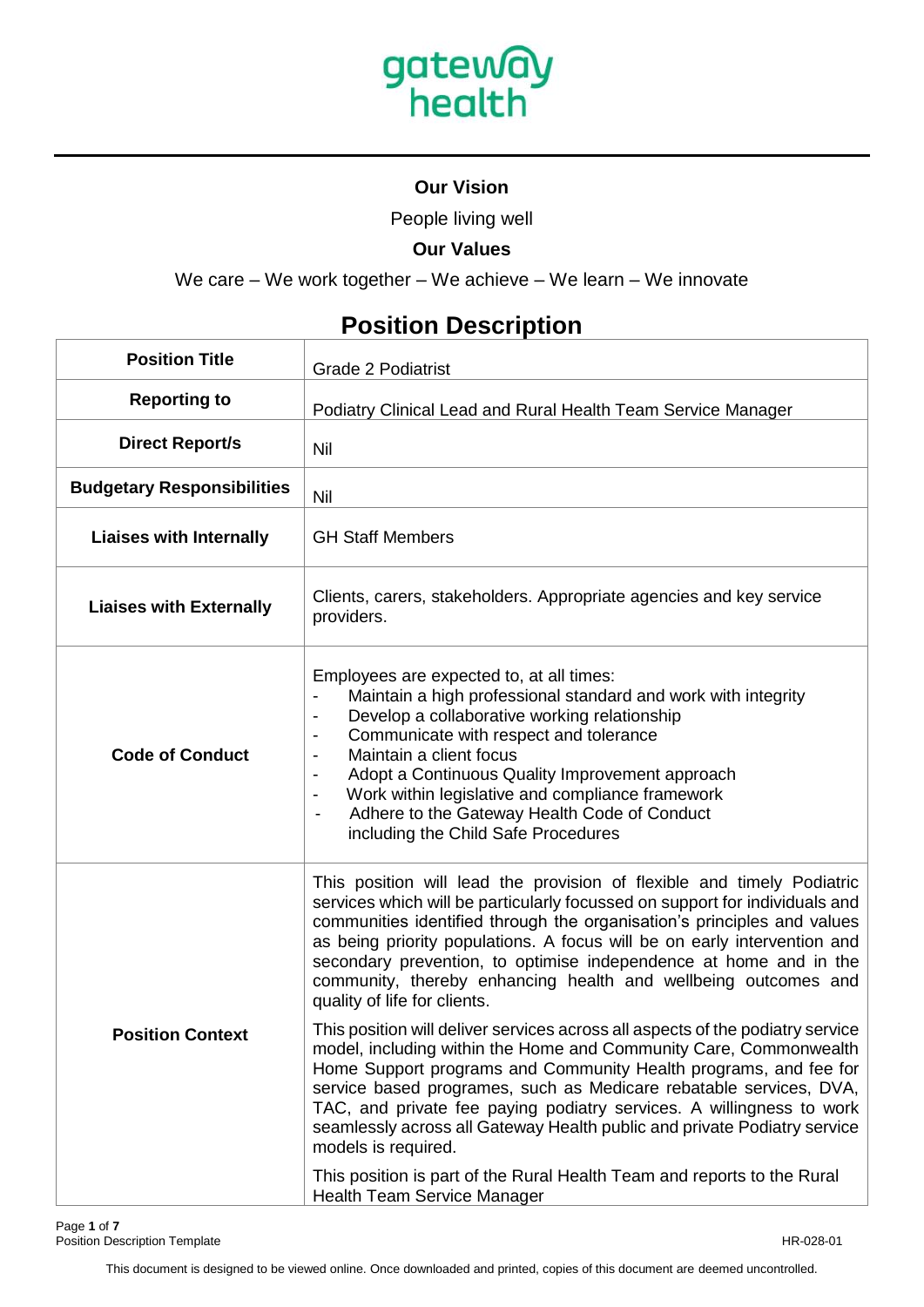gateway health

### Our Vision

People living well

### Our Values

We care – We work together – We achieve – We learn – We innovate

# Position Description

| Position Title | Grade 2 Podiatrist |
|---|---|
| **Reporting to** | Podiatry Clinical Lead and Rural Health Team Service Manager |
| **Direct Report/s** | Nil |
| **Budgetary Responsibilities** | Nil |
| **Liaises with Internally** | GH Staff Members |
| **Liaises with Externally** | Clients, carers, stakeholders. Appropriate agencies and key service providers. |
| **Code of Conduct** | Employees are expected to, at all times:<br>- Maintain a high professional standard and work with integrity<br>- Develop a collaborative working relationship<br>- Communicate with respect and tolerance<br>- Maintain a client focus<br>- Adopt a Continuous Quality Improvement approach<br>- Work within legislative and compliance framework<br>- Adhere to the Gateway Health Code of Conduct including the Child Safe Procedures |
| **Position Context** | This position will lead the provision of flexible and timely Podiatric services which will be particularly focussed on support for individuals and communities identified through the organisation's principles and values as being priority populations. A focus will be on early intervention and secondary prevention, to optimise independence at home and in the community, thereby enhancing health and wellbeing outcomes and quality of life for clients.<br><br>This position will deliver services across all aspects of the podiatry service model, including within the Home and Community Care, Commonwealth Home Support programs and Community Health programs, and fee for service based programes, such as Medicare rebatable services, DVA, TAC, and private fee paying podiatry services. A willingness to work seamlessly across all Gateway Health public and private Podiatry service models is required.<br><br>This position is part of the Rural Health Team and reports to the Rural Health Team Service Manager |

This document is designed to be viewed online. Once downloaded and printed, copies of this document are deemed uncontrolled.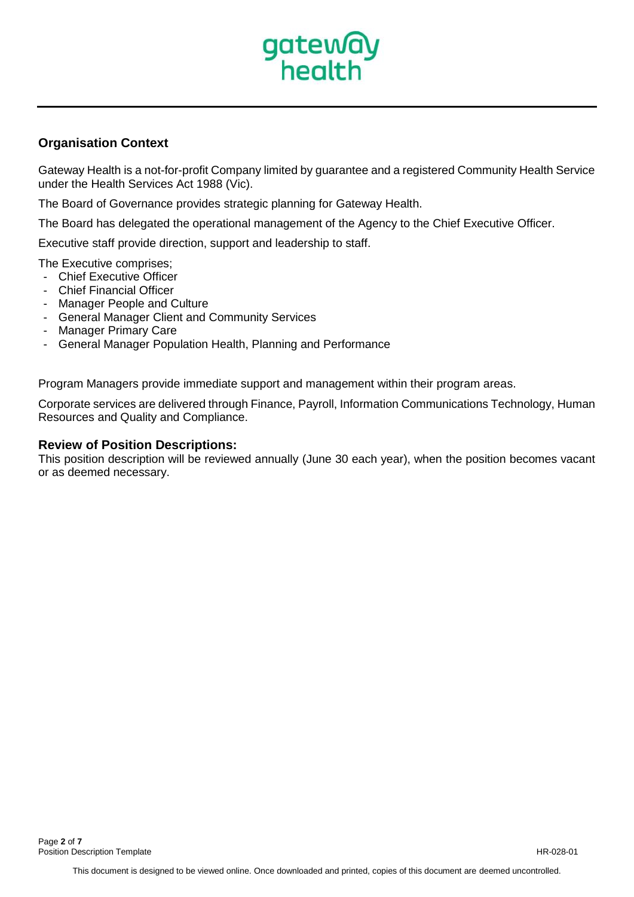## Organisation Context

Gateway Health is a not-for-profit Company limited by guarantee and a registered Community Health Service under the Health Services Act 1988 (Vic).

The Board of Governance provides strategic planning for Gateway Health.

The Board has delegated the operational management of the Agency to the Chief Executive Officer.

Executive staff provide direction, support and leadership to staff.

The Executive comprises;

- Chief Executive Officer
- Chief Financial Officer
- Manager People and Culture
- General Manager Client and Community Services
- Manager Primary Care
- General Manager Population Health, Planning and Performance

Program Managers provide immediate support and management within their program areas.

Corporate services are delivered through Finance, Payroll, Information Communications Technology, Human Resources and Quality and Compliance.

## Review of Position Descriptions:

This position description will be reviewed annually (June 30 each year), when the position becomes vacant or as deemed necessary.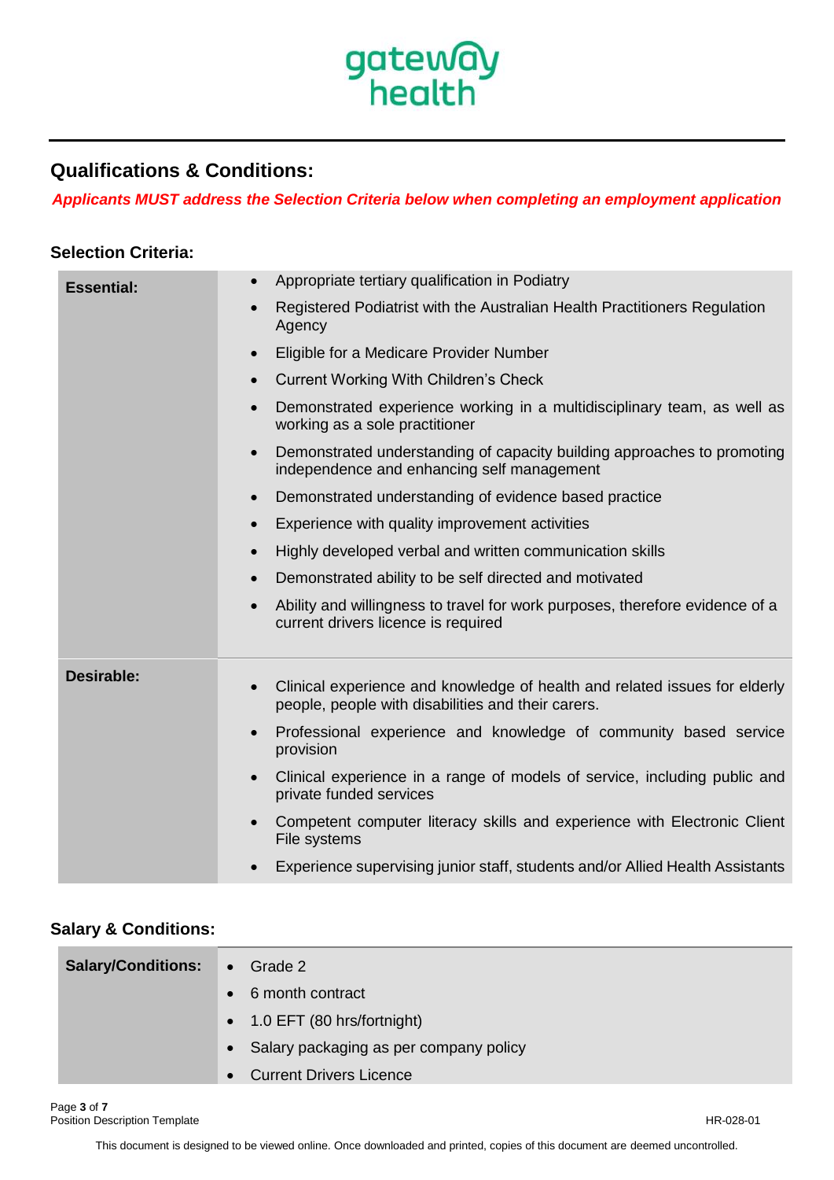## Qualifications & Conditions:

***Applicants MUST address the Selection Criteria below when completing an employment application***

### Selection Criteria:

| | |
|---|---|
| **Essential:** | • Appropriate tertiary qualification in Podiatry<br>• Registered Podiatrist with the Australian Health Practitioners Regulation Agency<br>• Eligible for a Medicare Provider Number<br>• Current Working With Children's Check<br>• Demonstrated experience working in a multidisciplinary team, as well as working as a sole practitioner<br>• Demonstrated understanding of capacity building approaches to promoting independence and enhancing self management<br>• Demonstrated understanding of evidence based practice<br>• Experience with quality improvement activities<br>• Highly developed verbal and written communication skills<br>• Demonstrated ability to be self directed and motivated<br>• Ability and willingness to travel for work purposes, therefore evidence of a current drivers licence is required |
| **Desirable:** | • Clinical experience and knowledge of health and related issues for elderly people, people with disabilities and their carers.<br>• Professional experience and knowledge of community based service provision<br>• Clinical experience in a range of models of service, including public and private funded services<br>• Competent computer literacy skills and experience with Electronic Client File systems<br>• Experience supervising junior staff, students and/or Allied Health Assistants |

### Salary & Conditions:

| | |
|---|---|
| **Salary/Conditions:** | • Grade 2<br>• 6 month contract<br>• 1.0 EFT (80 hrs/fortnight)<br>• Salary packaging as per company policy<br>• Current Drivers Licence |

Position Description Template

HR-028-01

This document is designed to be viewed online. Once downloaded and printed, copies of this document are deemed uncontrolled.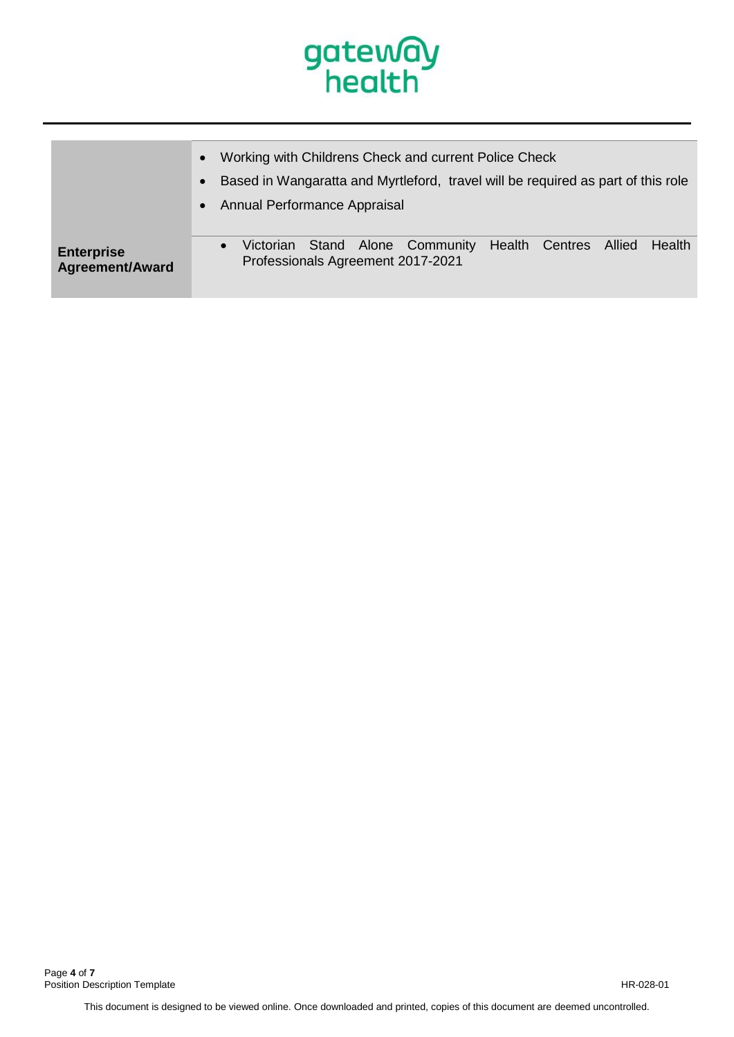| | |
|---|---|
| | • Working with Childrens Check and current Police Check<br>• Based in Wangaratta and Myrtleford, travel will be required as part of this role<br>• Annual Performance Appraisal |
| **Enterprise Agreement/Award** | • Victorian Stand Alone Community Health Centres Allied Health Professionals Agreement 2017-2021 |

This document is designed to be viewed online. Once downloaded and printed, copies of this document are deemed uncontrolled.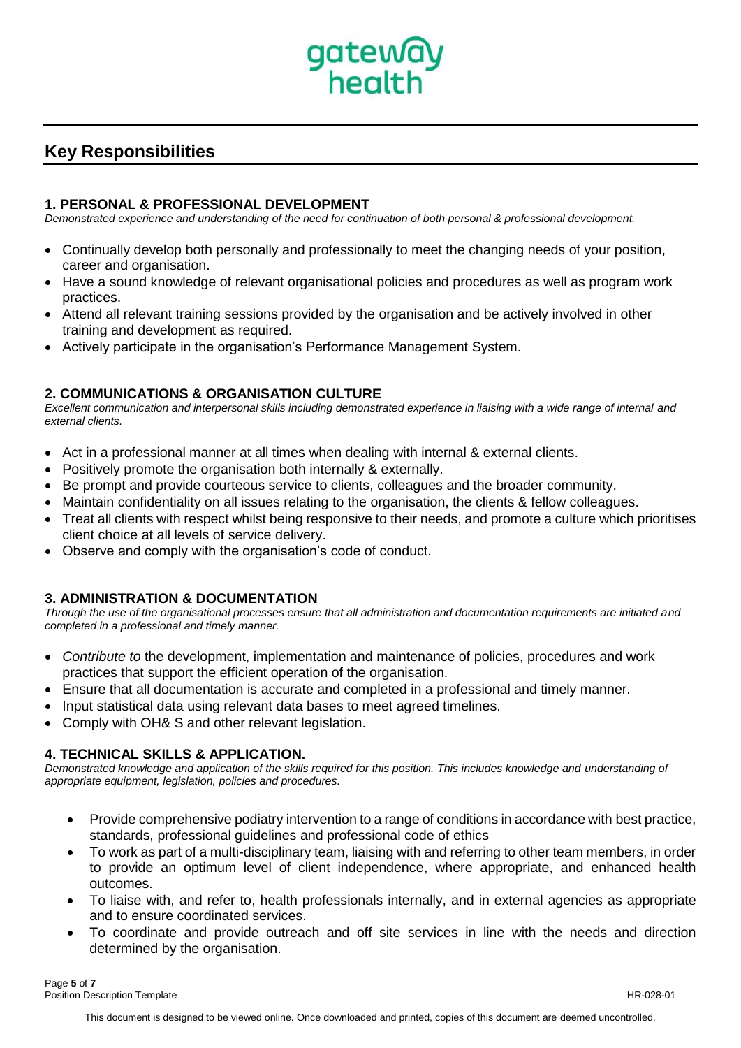## Key Responsibilities

### 1. PERSONAL & PROFESSIONAL DEVELOPMENT

*Demonstrated experience and understanding of the need for continuation of both personal & professional development.*

- Continually develop both personally and professionally to meet the changing needs of your position, career and organisation.
- Have a sound knowledge of relevant organisational policies and procedures as well as program work practices.
- Attend all relevant training sessions provided by the organisation and be actively involved in other training and development as required.
- Actively participate in the organisation's Performance Management System.

### 2. COMMUNICATIONS & ORGANISATION CULTURE

*Excellent communication and interpersonal skills including demonstrated experience in liaising with a wide range of internal and external clients.*

- Act in a professional manner at all times when dealing with internal & external clients.
- Positively promote the organisation both internally & externally.
- Be prompt and provide courteous service to clients, colleagues and the broader community.
- Maintain confidentiality on all issues relating to the organisation, the clients & fellow colleagues.
- Treat all clients with respect whilst being responsive to their needs, and promote a culture which prioritises client choice at all levels of service delivery.
- Observe and comply with the organisation's code of conduct.

### 3. ADMINISTRATION & DOCUMENTATION

*Through the use of the organisational processes ensure that all administration and documentation requirements are initiated and completed in a professional and timely manner.*

- *Contribute to* the development, implementation and maintenance of policies, procedures and work practices that support the efficient operation of the organisation.
- Ensure that all documentation is accurate and completed in a professional and timely manner.
- Input statistical data using relevant data bases to meet agreed timelines.
- Comply with OH& S and other relevant legislation.

### 4. TECHNICAL SKILLS & APPLICATION.

*Demonstrated knowledge and application of the skills required for this position. This includes knowledge and understanding of appropriate equipment, legislation, policies and procedures.*

- Provide comprehensive podiatry intervention to a range of conditions in accordance with best practice, standards, professional guidelines and professional code of ethics
- To work as part of a multi-disciplinary team, liaising with and referring to other team members, in order to provide an optimum level of client independence, where appropriate, and enhanced health outcomes.
- To liaise with, and refer to, health professionals internally, and in external agencies as appropriate and to ensure coordinated services.
- To coordinate and provide outreach and off site services in line with the needs and direction determined by the organisation.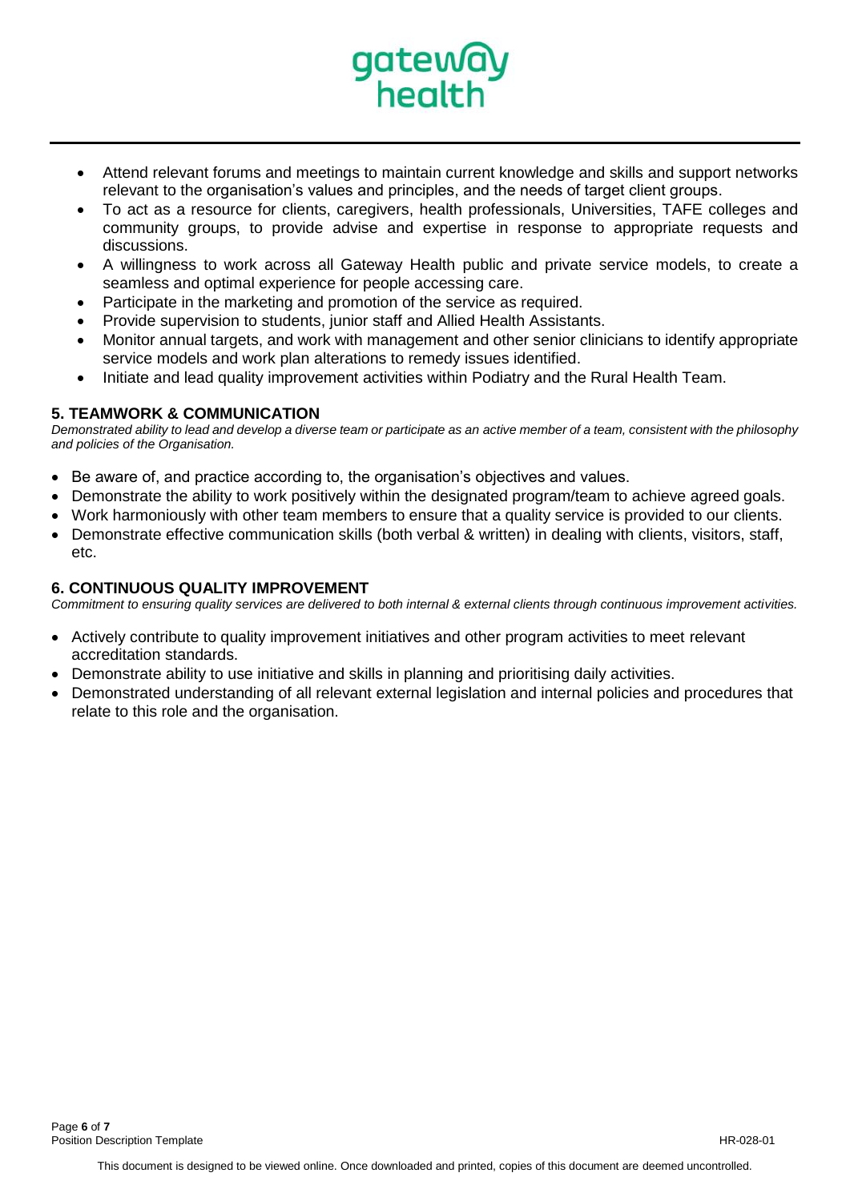- Attend relevant forums and meetings to maintain current knowledge and skills and support networks relevant to the organisation's values and principles, and the needs of target client groups.
- To act as a resource for clients, caregivers, health professionals, Universities, TAFE colleges and community groups, to provide advise and expertise in response to appropriate requests and discussions.
- A willingness to work across all Gateway Health public and private service models, to create a seamless and optimal experience for people accessing care.
- Participate in the marketing and promotion of the service as required.
- Provide supervision to students, junior staff and Allied Health Assistants.
- Monitor annual targets, and work with management and other senior clinicians to identify appropriate service models and work plan alterations to remedy issues identified.
- Initiate and lead quality improvement activities within Podiatry and the Rural Health Team.

### 5. TEAMWORK & COMMUNICATION

*Demonstrated ability to lead and develop a diverse team or participate as an active member of a team, consistent with the philosophy and policies of the Organisation.*

- Be aware of, and practice according to, the organisation's objectives and values.
- Demonstrate the ability to work positively within the designated program/team to achieve agreed goals.
- Work harmoniously with other team members to ensure that a quality service is provided to our clients.
- Demonstrate effective communication skills (both verbal & written) in dealing with clients, visitors, staff, etc.

### 6. CONTINUOUS QUALITY IMPROVEMENT

*Commitment to ensuring quality services are delivered to both internal & external clients through continuous improvement activities.*

- Actively contribute to quality improvement initiatives and other program activities to meet relevant accreditation standards.
- Demonstrate ability to use initiative and skills in planning and prioritising daily activities.
- Demonstrated understanding of all relevant external legislation and internal policies and procedures that relate to this role and the organisation.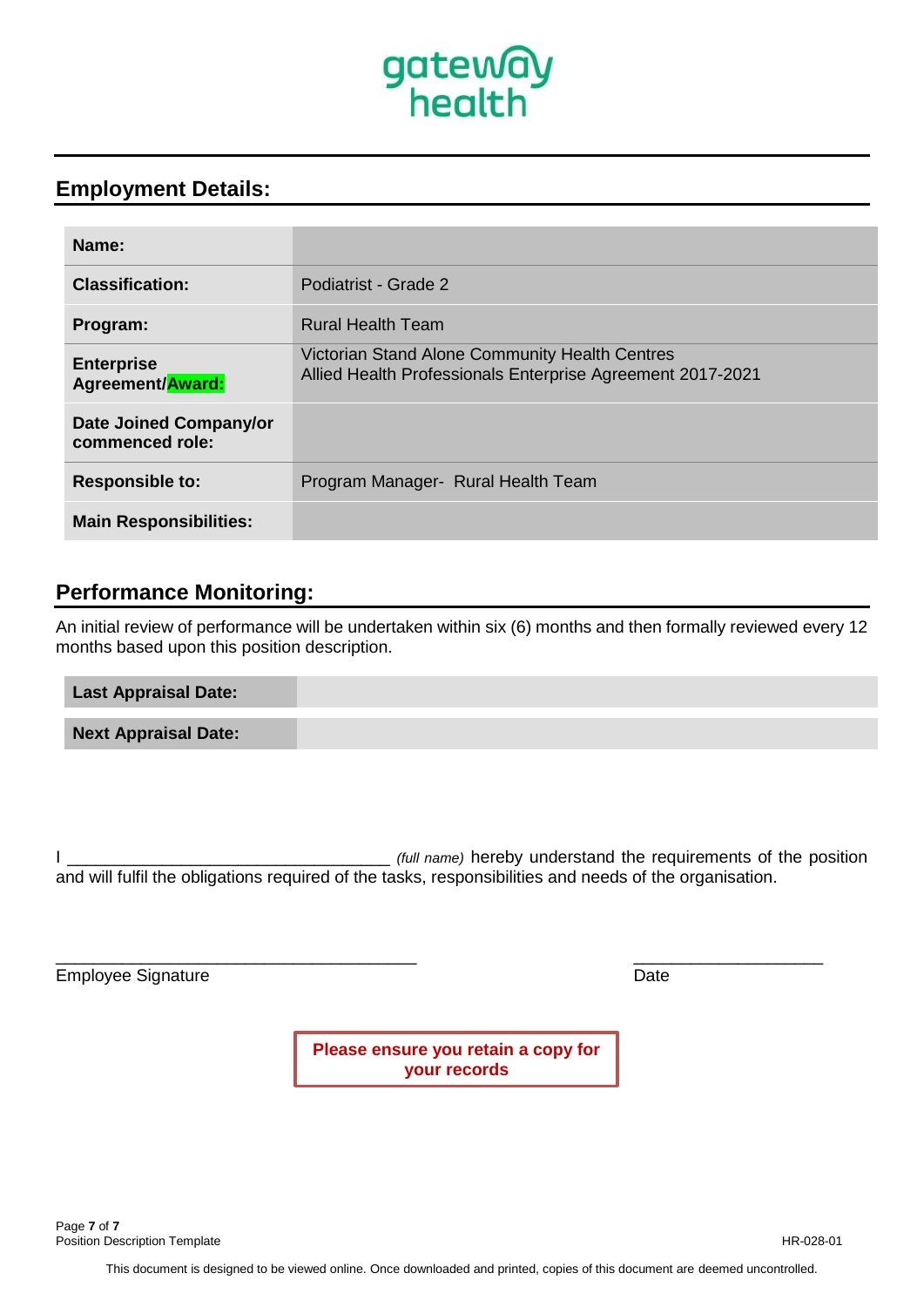gateway health

## Employment Details:

| | |
|---|---|
| **Name:** | |
| **Classification:** | Podiatrist - Grade 2 |
| **Program:** | Rural Health Team |
| **Enterprise Agreement/Award:** | Victorian Stand Alone Community Health Centres Allied Health Professionals Enterprise Agreement 2017-2021 |
| **Date Joined Company/or commenced role:** | |
| **Responsible to:** | Program Manager- Rural Health Team |
| **Main Responsibilities:** | |

## Performance Monitoring:

An initial review of performance will be undertaken within six (6) months and then formally reviewed every 12 months based upon this position description.

| | |
|---|---|
| **Last Appraisal Date:** | |
| **Next Appraisal Date:** | |

I ________________________________ *(full name)* hereby understand the requirements of the position and will fulfil the obligations required of the tasks, responsibilities and needs of the organisation.

____________________________________ &nbsp;&nbsp;&nbsp;&nbsp;&nbsp;&nbsp;&nbsp;&nbsp; ___________________

Employee Signature &nbsp;&nbsp;&nbsp;&nbsp;&nbsp;&nbsp;&nbsp;&nbsp; Date

**Please ensure you retain a copy for your records**

Position Description Template

HR-028-01

This document is designed to be viewed online. Once downloaded and printed, copies of this document are deemed uncontrolled.